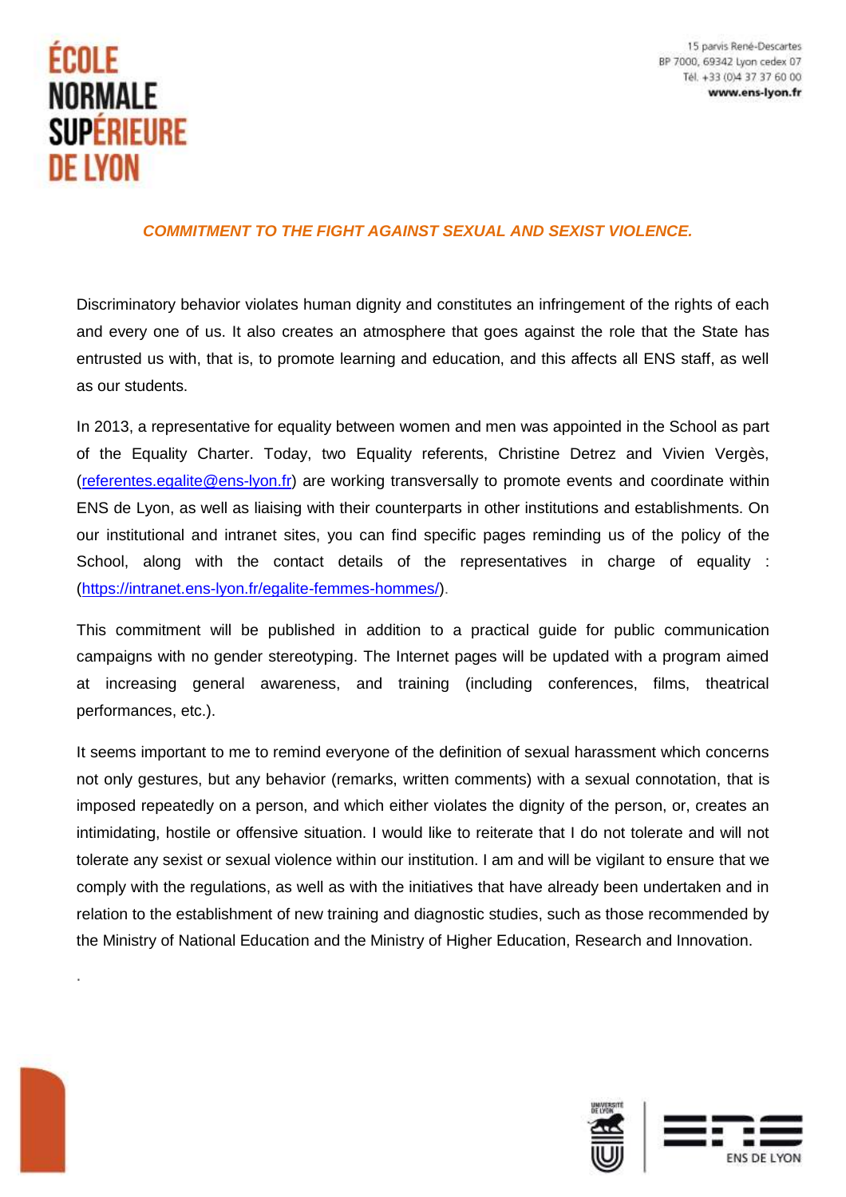ÉCOLE NORMALE SUPÉRIEURE DE LYON

15 parvis René-Descartes
BP 7000, 69342 Lyon cedex 07
Tél. +33 (0)4 37 37 60 00
**www.ens-lyon.fr**

## *COMMITMENT TO THE FIGHT AGAINST SEXUAL AND SEXIST VIOLENCE.*

Discriminatory behavior violates human dignity and constitutes an infringement of the rights of each and every one of us. It also creates an atmosphere that goes against the role that the State has entrusted us with, that is, to promote learning and education, and this affects all ENS staff, as well as our students.

In 2013, a representative for equality between women and men was appointed in the School as part of the Equality Charter. Today, two Equality referents, Christine Detrez and Vivien Vergès, (referentes.egalite@ens-lyon.fr) are working transversally to promote events and coordinate within ENS de Lyon, as well as liaising with their counterparts in other institutions and establishments. On our institutional and intranet sites, you can find specific pages reminding us of the policy of the School, along with the contact details of the representatives in charge of equality : (https://intranet.ens-lyon.fr/egalite-femmes-hommes/).

This commitment will be published in addition to a practical guide for public communication campaigns with no gender stereotyping. The Internet pages will be updated with a program aimed at increasing general awareness, and training (including conferences, films, theatrical performances, etc.).

It seems important to me to remind everyone of the definition of sexual harassment which concerns not only gestures, but any behavior (remarks, written comments) with a sexual connotation, that is imposed repeatedly on a person, and which either violates the dignity of the person, or, creates an intimidating, hostile or offensive situation. I would like to reiterate that I do not tolerate and will not tolerate any sexist or sexual violence within our institution. I am and will be vigilant to ensure that we comply with the regulations, as well as with the initiatives that have already been undertaken and in relation to the establishment of new training and diagnostic studies, such as those recommended by the Ministry of National Education and the Ministry of Higher Education, Research and Innovation.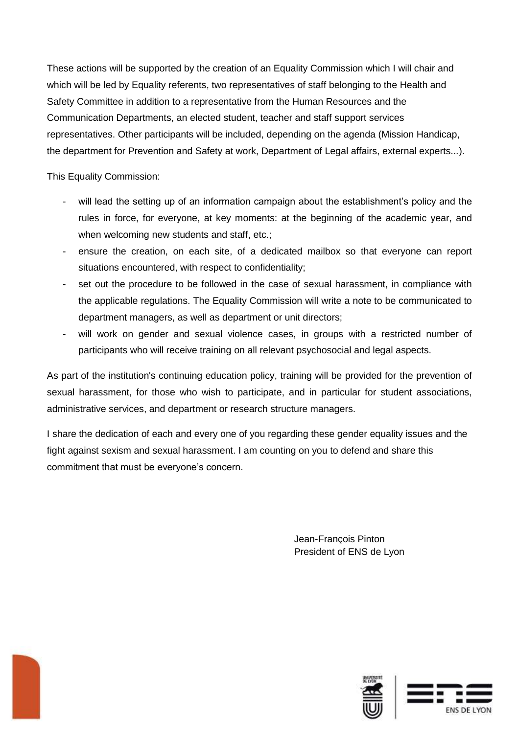These actions will be supported by the creation of an Equality Commission which I will chair and which will be led by Equality referents, two representatives of staff belonging to the Health and Safety Committee in addition to a representative from the Human Resources and the Communication Departments, an elected student, teacher and staff support services representatives. Other participants will be included, depending on the agenda (Mission Handicap, the department for Prevention and Safety at work, Department of Legal affairs, external experts...).

This Equality Commission:

- will lead the setting up of an information campaign about the establishment's policy and the rules in force, for everyone, at key moments: at the beginning of the academic year, and when welcoming new students and staff, etc.;
- ensure the creation, on each site, of a dedicated mailbox so that everyone can report situations encountered, with respect to confidentiality;
- set out the procedure to be followed in the case of sexual harassment, in compliance with the applicable regulations. The Equality Commission will write a note to be communicated to department managers, as well as department or unit directors;
- will work on gender and sexual violence cases, in groups with a restricted number of participants who will receive training on all relevant psychosocial and legal aspects.

As part of the institution's continuing education policy, training will be provided for the prevention of sexual harassment, for those who wish to participate, and in particular for student associations, administrative services, and department or research structure managers.

I share the dedication of each and every one of you regarding these gender equality issues and the fight against sexism and sexual harassment. I am counting on you to defend and share this commitment that must be everyone's concern.

Jean-François Pinton
President of ENS de Lyon